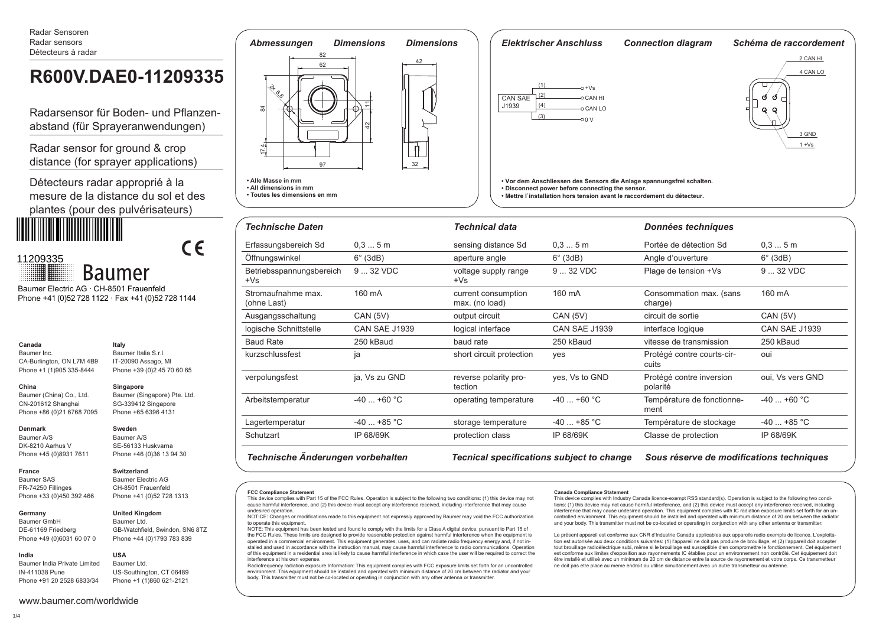Radar Sensoren
Radar sensors
Détecteurs à radar

# R600V.DAE0-11209335

Radarsensor für Boden- und Pflanzen-abstand (für Sprayeranwendungen)

Radar sensor for ground & crop distance (for sprayer applications)

Détecteurs radar approprié à la mesure de la distance du sol et des plantes (pour des pulvérisateurs)

11209335

Baumer

Baumer Electric AG · CH-8501 Frauenfeld
Phone +41 (0)52 728 1122 · Fax +41 (0)52 728 1144

**Canada**
Baumer Inc.
CA-Burlington, ON L7M 4B9
Phone +1 (1)905 335-8444

**Italy**
Baumer Italia S.r.l.
IT-20090 Assago, MI
Phone +39 (0)2 45 70 60 65

**China**
Baumer (China) Co., Ltd.
CN-201612 Shanghai
Phone +86 (0)21 6768 7095

**Singapore**
Baumer (Singapore) Pte. Ltd.
SG-339412 Singapore
Phone +65 6396 4131

**Denmark**
Baumer A/S
DK-8210 Aarhus V
Phone +45 (0)8931 7611

**Sweden**
Baumer A/S
SE-56133 Huskvarna
Phone +46 (0)36 13 94 30

**France**
Baumer SAS
FR-74250 Fillinges
Phone +33 (0)450 392 466

**Switzerland**
Baumer Electric AG
CH-8501 Frauenfeld
Phone +41 (0)52 728 1313

**Germany**
Baumer GmbH
DE-61169 Friedberg
Phone +49 (0)6031 60 07 0

**United Kingdom**
Baumer Ltd.
GB-Watchfield, Swindon, SN6 8TZ
Phone +44 (0)1793 783 839

**India**
Baumer India Private Limited
IN-411038 Pune
Phone +91 20 2528 6833/34

**USA**
Baumer Ltd.
US-Southington, CT 06489
Phone +1 (1)860 621-2121

www.baumer.com/worldwide

## *Abmessungen* *Dimensions* *Dimensions*

82, 62, 42, 2x 6,8, 84, 11, 42, 17,4, 97, 32

- **Alle Masse in mm**
- **All dimensions in mm**
- **Toutes les dimensions en mm**

## *Elektrischer Anschluss* *Connection diagram* *Schéma de raccordement*

CAN SAE J1939: (1) +Vs, (2) CAN HI, (4) CAN LO, (3) 0 V

2 CAN HI, 4 CAN LO, 3 GND, 1 +Vs

- **Vor dem Anschliessen des Sensors die Anlage spannungsfrei schalten.**
- **Disconnect power before connecting the sensor.**
- **Mettre l`installation hors tension avant le raccordement du détecteur.**

| *Technische Daten* | | *Technical data* | | *Données techniques* | |
|---|---|---|---|---|---|
| Erfassungsbereich Sd | 0,3 ... 5 m | sensing distance Sd | 0,3 ... 5 m | Portée de détection Sd | 0,3 ... 5 m |
| Öffnungswinkel | 6° (3dB) | aperture angle | 6° (3dB) | Angle d'ouverture | 6° (3dB) |
| Betriebsspannungsbereich +Vs | 9 ... 32 VDC | voltage supply range +Vs | 9 ... 32 VDC | Plage de tension +Vs | 9 ... 32 VDC |
| Stromaufnahme max. (ohne Last) | 160 mA | current consumption max. (no load) | 160 mA | Consommation max. (sans charge) | 160 mA |
| Ausgangsschaltung | CAN (5V) | output circuit | CAN (5V) | circuit de sortie | CAN (5V) |
| logische Schnittstelle | CAN SAE J1939 | logical interface | CAN SAE J1939 | interface logique | CAN SAE J1939 |
| Baud Rate | 250 kBaud | baud rate | 250 kBaud | vitesse de transmission | 250 kBaud |
| kurzschlussfest | ja | short circuit protection | yes | Protégé contre courts-circuits | oui |
| verpolungsfest | ja, Vs zu GND | reverse polarity protection | yes, Vs to GND | Protégé contre inversion polarité | oui, Vs vers GND |
| Arbeitstemperatur | -40 ... +60 °C | operating temperature | -40 ... +60 °C | Température de fonctionnement | -40 ... +60 °C |
| Lagertemperatur | -40 ... +85 °C | storage temperature | -40 ... +85 °C | Température de stockage | -40 ... +85 °C |
| Schutzart | IP 68/69K | protection class | IP 68/69K | Classe de protection | IP 68/69K |

*Technische Änderungen vorbehalten* *Tecnical specifications subject to change* *Sous réserve de modifications techniques*

**FCC Compliance Statement**
This device complies with Part 15 of the FCC Rules. Operation is subject to the following two conditions: (1) this device may not cause harmful interference, and (2) this device must accept any interference received, including interference that may cause undesired operation.
NOTICE: Changes or modifications made to this equipment not expressly approved by Baumer may void the FCC authorization to operate this equipment.
NOTE: This equipment has been tested and found to comply with the limits for a Class A digital device, pursuant to Part 15 of the FCC Rules. These limits are designed to provide reasonable protection against harmful interference when the equipment is operated in a commercial environment. This equipment generates, uses, and can radiate radio frequency energy and, if not installed and used in accordance with the instruction manual, may cause harmful interference to radio communications. Operation of this equipment in a residential area is likely to cause harmful interference in which case the user will be required to correct the interference at his own expense.
Radiofrequency radiation exposure Information: This equipment complies with FCC exposure limits set forth for an uncontrolled environment. This equipment should be installed and operated with minimum distance of 20 cm between the radiator and your body. This transmitter must not be co-located or operating in conjunction with any other antenna or transmitter.

**Canada Compliance Statement**
This device complies with Industry Canada licence-exempt RSS standard(s). Operation is subject to the following two conditions: (1) this device may not cause harmful interference, and (2) this device must accept any interference received, including interference that may cause undesired operation. This equipment complies with IC radiation exposure limits set forth for an uncontrolled environment. This equipment should be installed and operated with minimum distance of 20 cm between the radiator and your body. This transmitter must not be co-located or operating in conjunction with any other antenna or transmitter.

Le présent appareil est conforme aux CNR d'Industrie Canada applicables aux appareils radio exempts de licence. L'exploitation est autorisée aux deux conditions suivantes: (1) l'appareil ne doit pas produire de brouillage, et (2) l'appareil doit accepter tout brouillage radioélectrique subi, même si le brouillage est susceptible d'en compromettre le fonctionnement. Cet équipement est conforme aux limites d'exposition aux rayonnements IC établies pour un environnement non contrôlé. Cet équipement doit être installé et utilisé avec un minimum de 20 cm de distance entre la source de rayonnement et votre corps. Ce transmetteur ne doit pas etre place au meme endroit ou utilise simultanement avec un autre transmetteur ou antenne.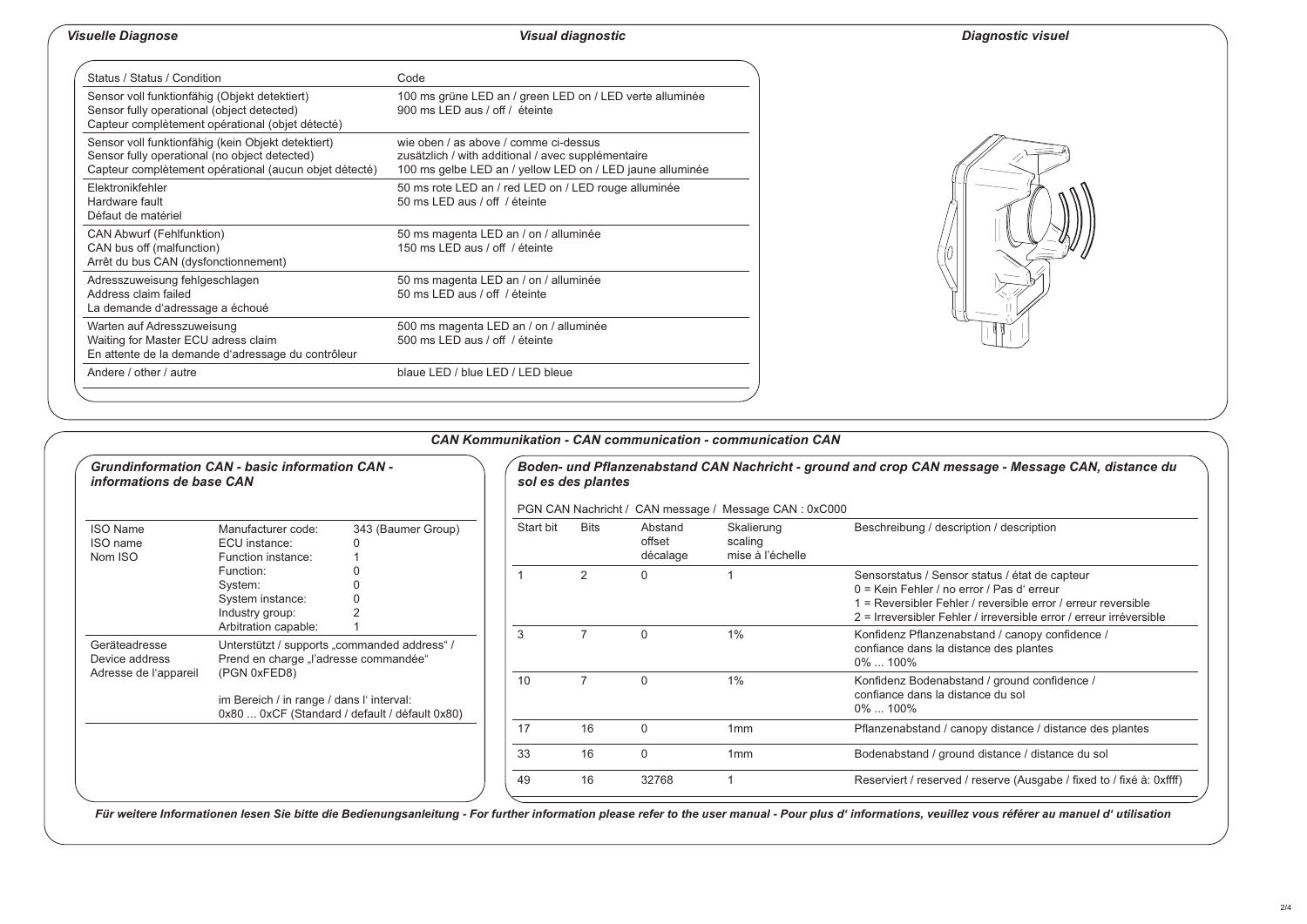## *Visuelle Diagnose* · *Visual diagnostic* · *Diagnostic visuel*

| Status / Status / Condition | Code |
|---|---|
| Sensor voll funktionfähig (Objekt detektiert)<br>Sensor fully operational (object detected)<br>Capteur complètement opérational (objet détecté) | 100 ms grüne LED an / green LED on / LED verte alluminée<br>900 ms LED aus / off / éteinte |
| Sensor voll funktionfähig (kein Objekt detektiert)<br>Sensor fully operational (no object detected)<br>Capteur complètement opérational (aucun objet détecté) | wie oben / as above / comme ci-dessus<br>zusätzlich / with additional / avec supplémentaire<br>100 ms gelbe LED an / yellow LED on / LED jaune alluminée |
| Elektronikfehler<br>Hardware fault<br>Défaut de matériel | 50 ms rote LED an / red LED on / LED rouge alluminée<br>50 ms LED aus / off / éteinte |
| CAN Abwurf (Fehlfunktion)<br>CAN bus off (malfunction)<br>Arrêt du bus CAN (dysfonctionnement) | 50 ms magenta LED an / on / alluminée<br>150 ms LED aus / off / éteinte |
| Adresszuweisung fehlgeschlagen<br>Address claim failed<br>La demande d'adressage a échoué | 50 ms magenta LED an / on / alluminée<br>50 ms LED aus / off / éteinte |
| Warten auf Adresszuweisung<br>Waiting for Master ECU adress claim<br>En attente de la demande d'adressage du contrôleur | 500 ms magenta LED an / on / alluminée<br>500 ms LED aus / off / éteinte |
| Andere / other / autre | blaue LED / blue LED / LED bleue |

## *CAN Kommunikation - CAN communication - communication CAN*

### *Grundinformation CAN - basic information CAN - informations de base CAN*

| | | |
|---|---|---|
| ISO Name<br>ISO name<br>Nom ISO | Manufacturer code: | 343 (Baumer Group) |
| | ECU instance: | 0 |
| | Function instance: | 1 |
| | Function: | 0 |
| | System: | 0 |
| | System instance: | 0 |
| | Industry group: | 2 |
| | Arbitration capable: | 1 |
| Geräteadresse<br>Device address<br>Adresse de l'appareil | Unterstützt / supports „commanded address" / Prend en charge „l'adresse commandée" (PGN 0xFED8)<br><br>im Bereich / in range / dans l' interval:<br>0x80 ... 0xCF (Standard / default / défault 0x80) | |

### *Boden- und Pflanzenabstand CAN Nachricht - ground and crop CAN message - Message CAN, distance du sol es des plantes*

PGN CAN Nachricht / CAN message / Message CAN : 0xC000

| Start bit | Bits | Abstand<br>offset<br>décalage | Skalierung<br>scaling<br>mise à l'échelle | Beschreibung / description / description |
|---|---|---|---|---|
| 1 | 2 | 0 | 1 | Sensorstatus / Sensor status / état de capteur<br>0 = Kein Fehler / no error / Pas d' erreur<br>1 = Reversibler Fehler / reversible error / erreur reversible<br>2 = Irreversibler Fehler / irreversible error / erreur irréversible |
| 3 | 7 | 0 | 1% | Konfidenz Pflanzenabstand / canopy confidence /<br>confiance dans la distance des plantes<br>0% ... 100% |
| 10 | 7 | 0 | 1% | Konfidenz Bodenabstand / ground confidence /<br>confiance dans la distance du sol<br>0% ... 100% |
| 17 | 16 | 0 | 1mm | Pflanzenabstand / canopy distance / distance des plantes |
| 33 | 16 | 0 | 1mm | Bodenabstand / ground distance / distance du sol |
| 49 | 16 | 32768 | 1 | Reserviert / reserved / reserve (Ausgabe / fixed to / fixé à: 0xffff) |

***Für weitere Informationen lesen Sie bitte die Bedienungsanleitung - For further information please refer to the user manual - Pour plus d' informations, veuillez vous référer au manuel d' utilisation***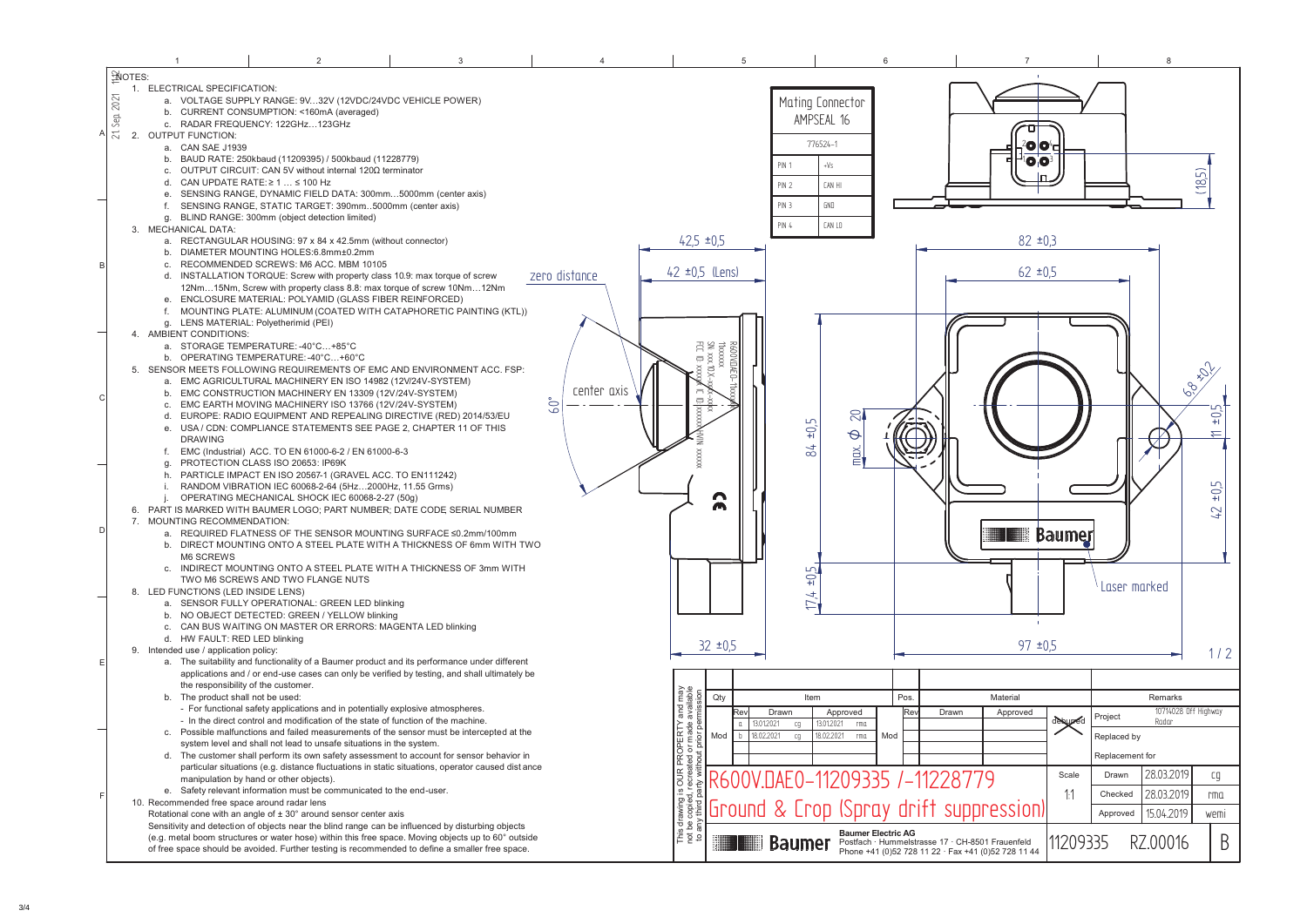NOTES:

1. ELECTRICAL SPECIFICATION:
   a. VOLTAGE SUPPLY RANGE: 9V...32V (12VDC/24VDC VEHICLE POWER)
   b. CURRENT CONSUMPTION: <160mA (averaged)
   c. RADAR FREQUENCY: 122GHz…123GHz
2. OUTPUT FUNCTION:
   a. CAN SAE J1939
   b. BAUD RATE: 250kbaud (11209395) / 500kbaud (11228779)
   c. OUTPUT CIRCUIT: CAN 5V without internal 120Ω terminator
   d. CAN UPDATE RATE: ≥ 1 … ≤ 100 Hz
   e. SENSING RANGE, DYNAMIC FIELD DATA: 300mm…5000mm (center axis)
   f. SENSING RANGE, STATIC TARGET: 390mm..5000mm (center axis)
   g. BLIND RANGE: 300mm (object detection limited)
3. MECHANICAL DATA:
   a. RECTANGULAR HOUSING: 97 x 84 x 42.5mm (without connector)
   b. DIAMETER MOUNTING HOLES:6.8mm±0.2mm
   c. RECOMMENDED SCREWS: M6 ACC. MBM 10105
   d. INSTALLATION TORQUE: Screw with property class 10.9: max torque of screw 12Nm…15Nm, Screw with property class 8.8: max torque of screw 10Nm…12Nm
   e. ENCLOSURE MATERIAL: POLYAMID (GLASS FIBER REINFORCED)
   f. MOUNTING PLATE: ALUMINUM (COATED WITH CATAPHORETIC PAINTING (KTL))
   g. LENS MATERIAL: Polyetherimid (PEI)
4. AMBIENT CONDITIONS:
   a. STORAGE TEMPERATURE: -40°C…+85°C
   b. OPERATING TEMPERATURE: -40°C…+60°C
5. SENSOR MEETS FOLLOWING REQUIREMENTS OF EMC AND ENVIRONMENT ACC. FSP:
   a. EMC AGRICULTURAL MACHINERY EN ISO 14982 (12V/24V-SYSTEM)
   b. EMC CONSTRUCTION MACHINERY EN 13309 (12V/24V-SYSTEM)
   c. EMC EARTH MOVING MACHINERY ISO 13766 (12V/24V-SYSTEM)
   d. EUROPE: RADIO EQUIPMENT AND REPEALING DIRECTIVE (RED) 2014/53/EU
   e. USA / CDN: COMPLIANCE STATEMENTS SEE PAGE 2, CHAPTER 11 OF THIS DRAWING
   f. EMC (Industrial) ACC. TO EN 61000-6-2 / EN 61000-6-3
   g. PROTECTION CLASS ISO 20653: IP69K
   h. PARTICLE IMPACT EN ISO 20567-1 (GRAVEL ACC. TO EN111242)
   i. RANDOM VIBRATION IEC 60068-2-64 (5Hz…2000Hz, 11.55 Grms)
   j. OPERATING MECHANICAL SHOCK IEC 60068-2-27 (50g)
6. PART IS MARKED WITH BAUMER LOGO; PART NUMBER; DATE CODE, SERIAL NUMBER
7. MOUNTING RECOMMENDATION:
   a. REQUIRED FLATNESS OF THE SENSOR MOUNTING SURFACE ≤0.2mm/100mm
   b. DIRECT MOUNTING ONTO A STEEL PLATE WITH A THICKNESS OF 6mm WITH TWO M6 SCREWS
   c. INDIRECT MOUNTING ONTO A STEEL PLATE WITH A THICKNESS OF 3mm WITH TWO M6 SCREWS AND TWO FLANGE NUTS
8. LED FUNCTIONS (LED INSIDE LENS)
   a. SENSOR FULLY OPERATIONAL: GREEN LED blinking
   b. NO OBJECT DETECTED: GREEN / YELLOW blinking
   c. CAN BUS WAITING ON MASTER OR ERRORS: MAGENTA LED blinking
   d. HW FAULT: RED LED blinking
9. Intended use / application policy:
   a. The suitability and functionality of a Baumer product and its performance under different applications and / or end-use cases can only be verified by testing, and shall ultimately be the responsibility of the customer.
   b. The product shall not be used:
      - For functional safety applications and in potentially explosive atmospheres.
      - In the direct control and modification of the state of function of the machine.
   c. Possible malfunctions and failed measurements of the sensor must be intercepted at the system level and shall not lead to unsafe situations in the system.
   d. The customer shall perform its own safety assessment to account for sensor behavior in particular situations (e.g. distance fluctuations in static situations, operator caused distance manipulation by hand or other objects).
   e. Safety relevant information must be communicated to the end-user.
10. Recommended free space around radar lens
    Rotational cone with an angle of ± 30° around sensor center axis
    Sensitivity and detection of objects near the blind range can be influenced by disturbing objects (e.g. metal boom structures or water hose) within this free space. Moving objects up to 60° outside of free space should be avoided. Further testing is recommended to define a smaller free space.

**Mating Connector AMPSEAL 16** — 776524-1

| PIN | Signal |
|---|---|
| PIN 1 | +Vs |
| PIN 2 | CAN HI |
| PIN 3 | GND |
| PIN 4 | CAN LO |

Dimensions: 42,5 ±0,5; 42 ±0,5 (Lens); zero distance; center axis; 60°; 84 ±0,5; max. Ø 20; 17,4 ±0,5; 32 ±0,5; 82 ±0,3; 62 ±0,5; 6,8 ±0,2; 11 ±0,5; 42 ±0,5; (18,5); 97 ±0,5; Laser marked

| Rev | Drawn | | Approved | |
|---|---|---|---|---|
| a | 13.01.2021 | cg | 13.01.2021 | rma |
| b | 18.02.2021 | cg | 18.02.2021 | rma |

**R600V.DAE0-11209335 /-11228779**

**Ground & Crop (Spray drift suppression)**

| Project | 10714028 Off Highway Radar |
|---|---|
| Scale | 1:1 |
| Drawn | 28.03.2019 cg |
| Checked | 28.03.2019 rma |
| Approved | 15.04.2019 wemi |

Baumer Electric AG, Postfach · Hummelstrasse 17 · CH-8501 Frauenfeld, Phone +41 (0)52 728 11 22 · Fax +41 (0)52 728 11 44

11209335 RZ.00016 B

This drawing is OUR PROPERTY and may not be copied, recreated or made available to any third party without prior permission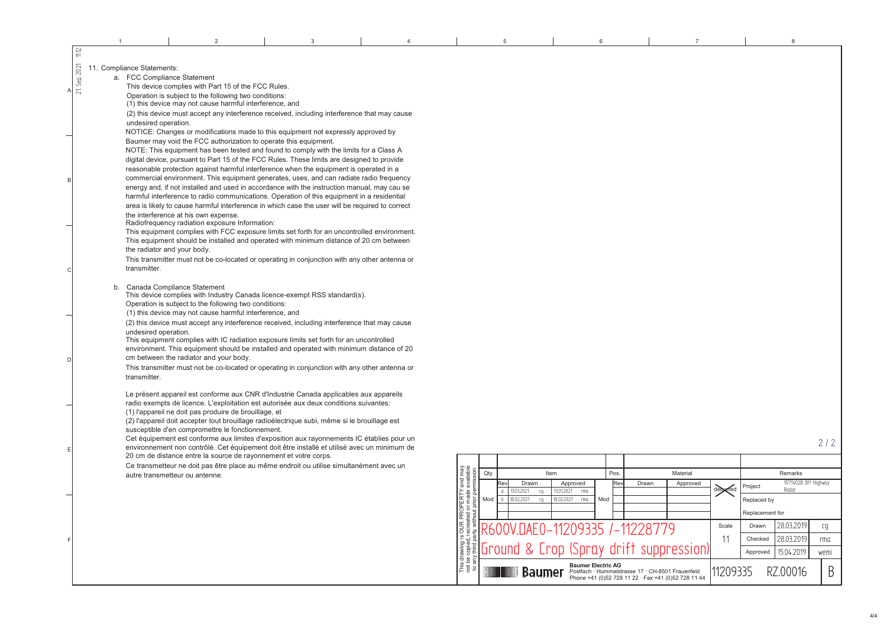11. Compliance Statements:

a. FCC Compliance Statement

This device complies with Part 15 of the FCC Rules.
Operation is subject to the following two conditions:
(1) this device may not cause harmful interference, and
(2) this device must accept any interference received, including interference that may cause undesired operation.
NOTICE: Changes or modifications made to this equipment not expressly approved by Baumer may void the FCC authorization to operate this equipment.
NOTE: This equipment has been tested and found to comply with the limits for a Class A digital device, pursuant to Part 15 of the FCC Rules. These limits are designed to provide reasonable protection against harmful interference when the equipment is operated in a commercial environment. This equipment generates, uses, and can radiate radio frequency energy and, if not installed and used in accordance with the instruction manual, may cau se harmful interference to radio communications. Operation of this equipment in a residential area is likely to cause harmful interference in which case the user will be required to correct the interference at his own expense.
Radiofrequency radiation exposure Information:
This equipment complies with FCC exposure limits set forth for an uncontrolled environment. This equipment should be installed and operated with minimum distance of 20 cm between the radiator and your body.
This transmitter must not be co-located or operating in conjunction with any other antenna or transmitter.

b. Canada Compliance Statement

This device complies with Industry Canada licence-exempt RSS standard(s).
Operation is subject to the following two conditions:
(1) this device may not cause harmful interference, and
(2) this device must accept any interference received, including interference that may cause undesired operation.
This equipment complies with IC radiation exposure limits set forth for an uncontrolled environment. This equipment should be installed and operated with minimum distance of 20 cm between the radiator and your body.
This transmitter must not be co-located or operating in conjunction with any other antenna or transmitter.

Le présent appareil est conforme aux CNR d'Industrie Canada applicables aux appareils radio exempts de licence. L'exploitation est autorisée aux deux conditions suivantes:
(1) l'appareil ne doit pas produire de brouillage, et
(2) l'appareil doit accepter tout brouillage radioélectrique subi, même si le brouillage est susceptible d'en compromettre le fonctionnement.
Cet équipement est conforme aux limites d'exposition aux rayonnements IC établies pour un environnement non contrôlé. Cet équipement doit être installé et utilisé avec un minimum de 20 cm de distance entre la source de rayonnement et votre corps.
Ce transmetteur ne doit pas être place au même endroit ou utilise simultanément avec un autre transmetteur ou antenne.

2 / 2

| Qty | Item | | | Pos. | Material | | | Remarks | |
|---|---|---|---|---|---|---|---|---|---|
| | Rev | Drawn | Approved | Rev | Drawn | Approved | deleted | Project | 10714028 Off Highway Radar |
| Mod | a | 13.01.2021 cg | 13.01.2021 rma | Mod | | | | Replaced by | |
| | b | 18.02.2021 cg | 18.02.2021 rma | | | | | Replacement for | |

R600V.DAE0-11209335 /-11228779

Ground & Crop (Spray drift suppression)

| Scale | Drawn | 28.03.2019 | cg |
|---|---|---|---|
| 1:1 | Checked | 28.03.2019 | rma |
| | Approved | 15.04.2019 | wemi |

This drawing is OUR PROPERTY and may not be copied, recreated or made available to any third party without prior permission

Baumer — Baumer Electric AG, Postfach · Hummelstrasse 17 · CH-8501 Frauenfeld, Phone +41 (0)52 728 11 22 · Fax +41 (0)52 728 11 44

11209335 RZ.00016 B

21 Sep 2021 11:12